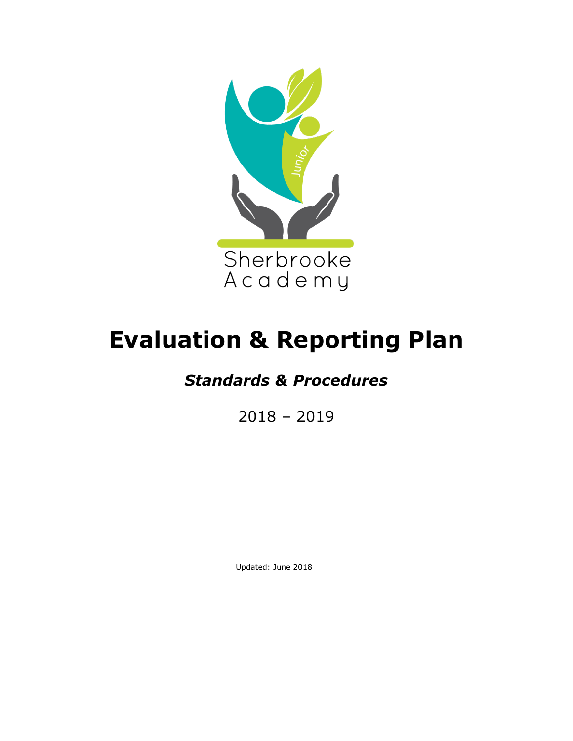Junior

Sherbrooke Academy

# Evaluation & Reporting Plan

## *Standards & Procedures*

2018 – 2019

Updated: June 2018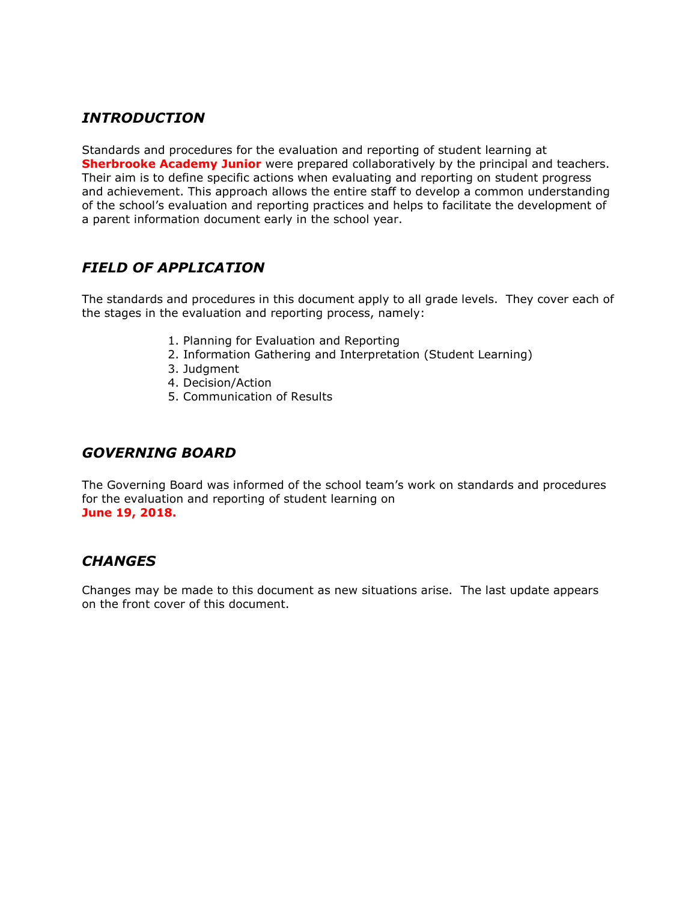## *INTRODUCTION*

Standards and procedures for the evaluation and reporting of student learning at **Sherbrooke Academy Junior** were prepared collaboratively by the principal and teachers. Their aim is to define specific actions when evaluating and reporting on student progress and achievement. This approach allows the entire staff to develop a common understanding of the school's evaluation and reporting practices and helps to facilitate the development of a parent information document early in the school year.

## *FIELD OF APPLICATION*

The standards and procedures in this document apply to all grade levels. They cover each of the stages in the evaluation and reporting process, namely:

1. Planning for Evaluation and Reporting
2. Information Gathering and Interpretation (Student Learning)
3. Judgment
4. Decision/Action
5. Communication of Results

## *GOVERNING BOARD*

The Governing Board was informed of the school team's work on standards and procedures for the evaluation and reporting of student learning on **June 19, 2018.**

## *CHANGES*

Changes may be made to this document as new situations arise. The last update appears on the front cover of this document.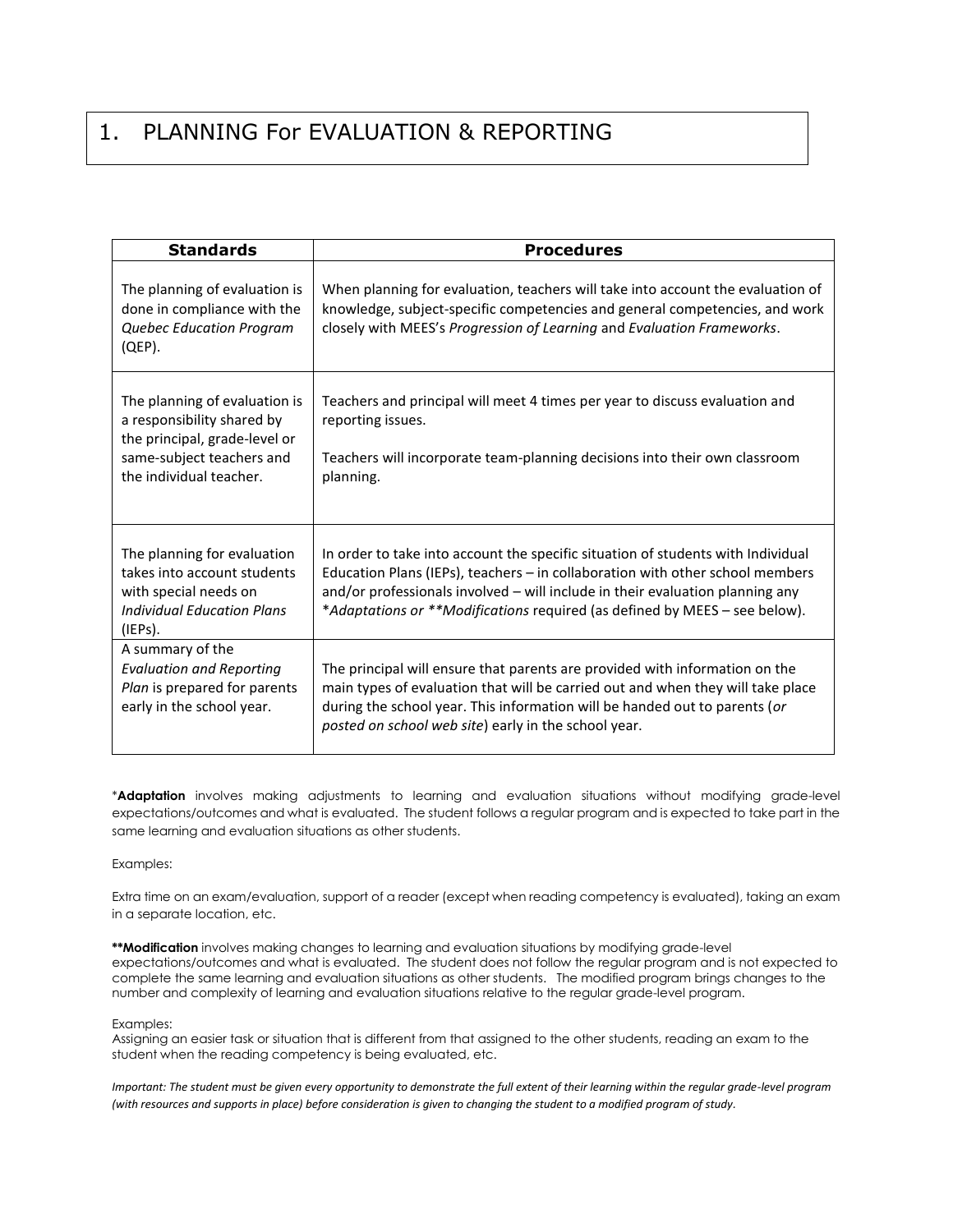# 1. PLANNING For EVALUATION & REPORTING

| Standards | Procedures |
|---|---|
| The planning of evaluation is done in compliance with the *Quebec Education Program* (QEP). | When planning for evaluation, teachers will take into account the evaluation of knowledge, subject-specific competencies and general competencies, and work closely with MEES's *Progression of Learning* and *Evaluation Frameworks*. |
| The planning of evaluation is a responsibility shared by the principal, grade-level or same-subject teachers and the individual teacher. | Teachers and principal will meet 4 times per year to discuss evaluation and reporting issues.<br><br>Teachers will incorporate team-planning decisions into their own classroom planning. |
| The planning for evaluation takes into account students with special needs on *Individual Education Plans* (IEPs). | In order to take into account the specific situation of students with Individual Education Plans (IEPs), teachers – in collaboration with other school members and/or professionals involved – will include in their evaluation planning any **Adaptations or **Modifications* required (as defined by MEES – see below). |
| A summary of the *Evaluation and Reporting Plan* is prepared for parents early in the school year. | The principal will ensure that parents are provided with information on the main types of evaluation that will be carried out and when they will take place during the school year. This information will be handed out to parents (*or posted on school web site*) early in the school year. |

***Adaptation** involves making adjustments to learning and evaluation situations without modifying grade-level expectations/outcomes and what is evaluated. The student follows a regular program and is expected to take part in the same learning and evaluation situations as other students.

Examples:

Extra time on an exam/evaluation, support of a reader (except when reading competency is evaluated), taking an exam in a separate location, etc.

****Modification** involves making changes to learning and evaluation situations by modifying grade-level expectations/outcomes and what is evaluated. The student does not follow the regular program and is not expected to complete the same learning and evaluation situations as other students. The modified program brings changes to the number and complexity of learning and evaluation situations relative to the regular grade-level program.

Examples:
Assigning an easier task or situation that is different from that assigned to the other students, reading an exam to the student when the reading competency is being evaluated, etc.

*Important: The student must be given every opportunity to demonstrate the full extent of their learning within the regular grade-level program (with resources and supports in place) before consideration is given to changing the student to a modified program of study.*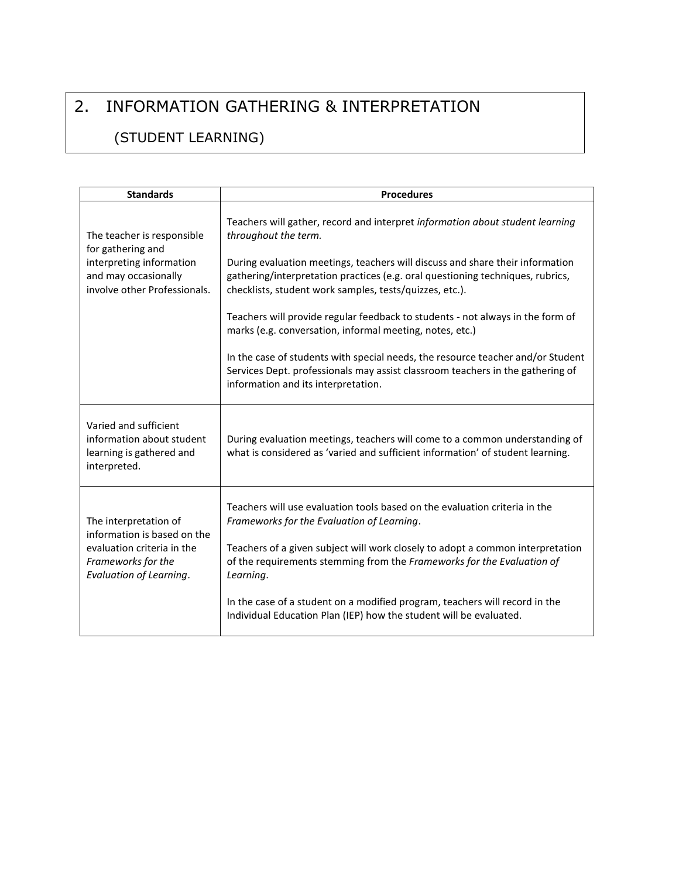## 2. INFORMATION GATHERING & INTERPRETATION

### (STUDENT LEARNING)

| Standards | Procedures |
|---|---|
| The teacher is responsible for gathering and interpreting information and may occasionally involve other Professionals. | Teachers will gather, record and interpret *information about student learning throughout the term.*<br><br>During evaluation meetings, teachers will discuss and share their information gathering/interpretation practices (e.g. oral questioning techniques, rubrics, checklists, student work samples, tests/quizzes, etc.).<br><br>Teachers will provide regular feedback to students - not always in the form of marks (e.g. conversation, informal meeting, notes, etc.)<br><br>In the case of students with special needs, the resource teacher and/or Student Services Dept. professionals may assist classroom teachers in the gathering of information and its interpretation. |
| Varied and sufficient information about student learning is gathered and interpreted. | During evaluation meetings, teachers will come to a common understanding of what is considered as 'varied and sufficient information' of student learning. |
| The interpretation of information is based on the evaluation criteria in the *Frameworks for the Evaluation of Learning*. | Teachers will use evaluation tools based on the evaluation criteria in the *Frameworks for the Evaluation of Learning*.<br><br>Teachers of a given subject will work closely to adopt a common interpretation of the requirements stemming from the *Frameworks for the Evaluation of Learning*.<br><br>In the case of a student on a modified program, teachers will record in the Individual Education Plan (IEP) how the student will be evaluated. |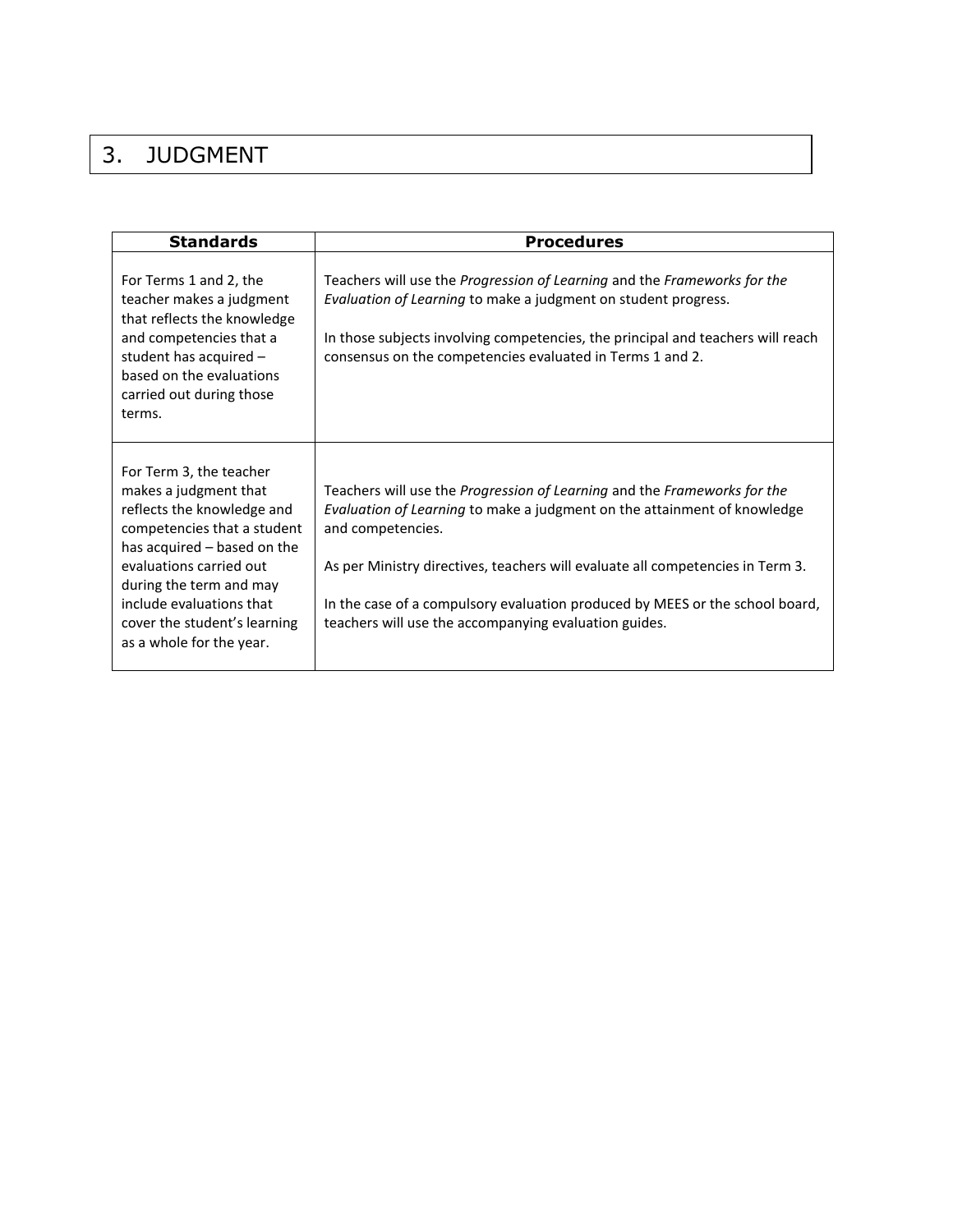## 3. JUDGMENT

| Standards | Procedures |
| --- | --- |
| For Terms 1 and 2, the teacher makes a judgment that reflects the knowledge and competencies that a student has acquired – based on the evaluations carried out during those terms. | Teachers will use the *Progression of Learning* and the *Frameworks for the Evaluation of Learning* to make a judgment on student progress.<br><br>In those subjects involving competencies, the principal and teachers will reach consensus on the competencies evaluated in Terms 1 and 2. |
| For Term 3, the teacher makes a judgment that reflects the knowledge and competencies that a student has acquired – based on the evaluations carried out during the term and may include evaluations that cover the student's learning as a whole for the year. | Teachers will use the *Progression of Learning* and the *Frameworks for the Evaluation of Learning* to make a judgment on the attainment of knowledge and competencies.<br><br>As per Ministry directives, teachers will evaluate all competencies in Term 3.<br><br>In the case of a compulsory evaluation produced by MEES or the school board, teachers will use the accompanying evaluation guides. |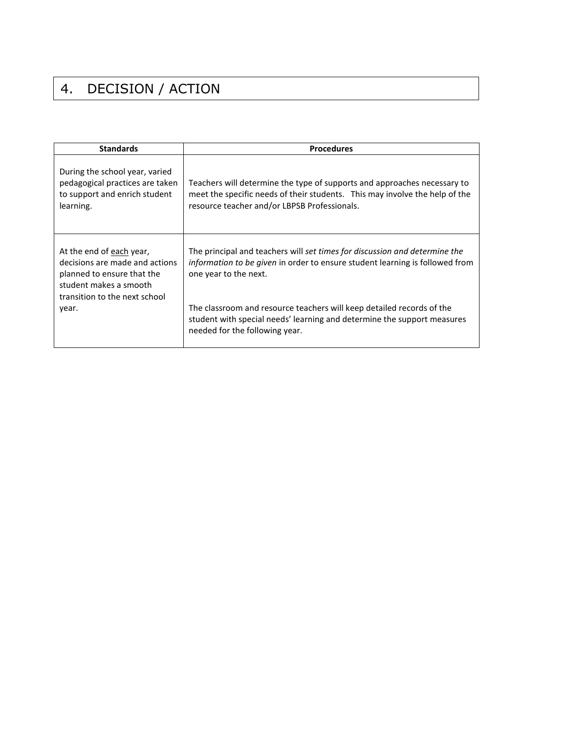# 4. DECISION / ACTION

| Standards | Procedures |
|---|---|
| During the school year, varied pedagogical practices are taken to support and enrich student learning. | Teachers will determine the type of supports and approaches necessary to meet the specific needs of their students. This may involve the help of the resource teacher and/or LBPSB Professionals. |
| At the end of <u>each</u> year, decisions are made and actions planned to ensure that the student makes a smooth transition to the next school year. | The principal and teachers will *set times for discussion and determine the information to be given* in order to ensure student learning is followed from one year to the next.<br><br>The classroom and resource teachers will keep detailed records of the student with special needs' learning and determine the support measures needed for the following year. |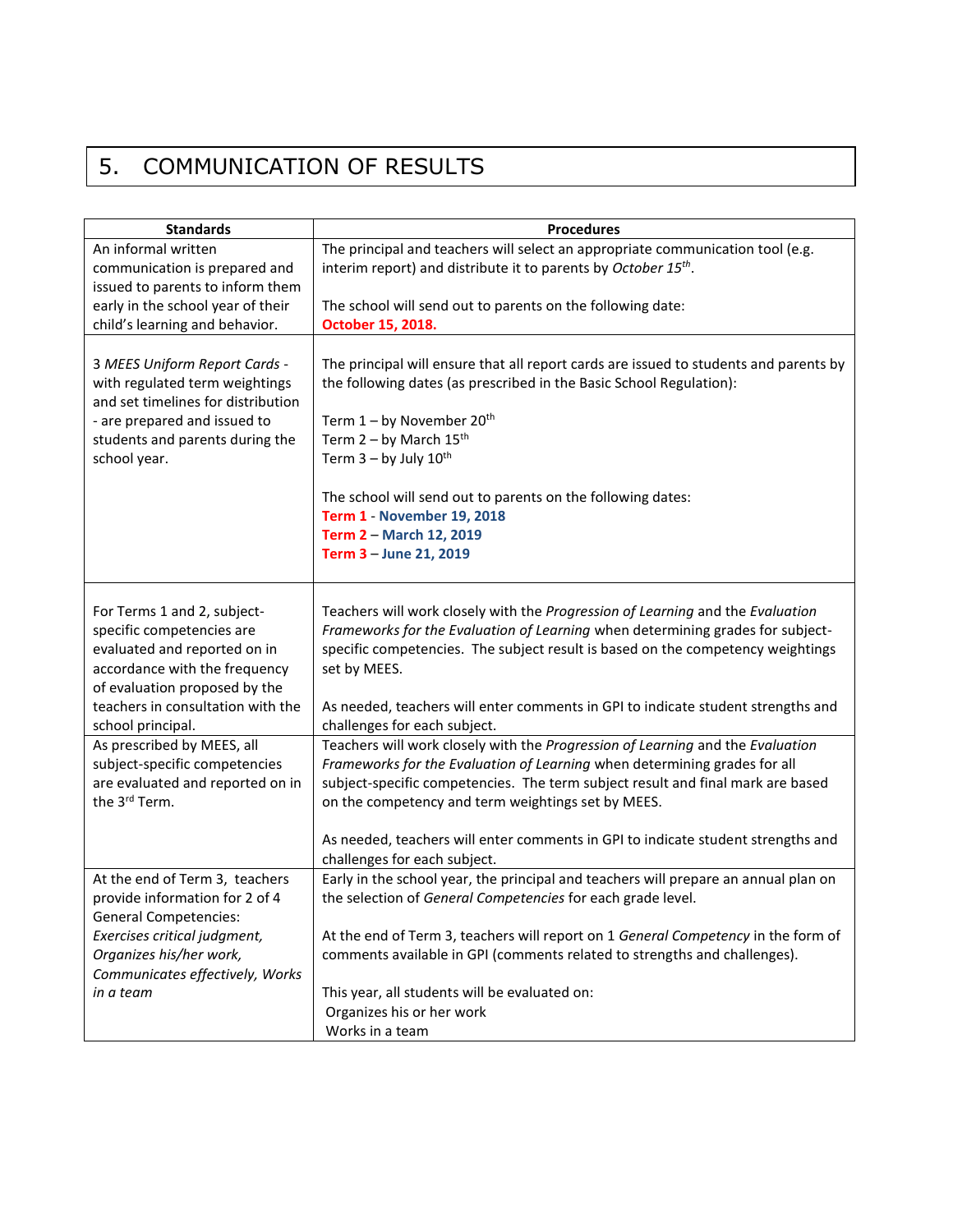# 5. COMMUNICATION OF RESULTS

| Standards | Procedures |
|---|---|
| An informal written communication is prepared and issued to parents to inform them early in the school year of their child's learning and behavior. | The principal and teachers will select an appropriate communication tool (e.g. interim report) and distribute it to parents by *October 15th*.<br><br>The school will send out to parents on the following date:<br>**October 15, 2018.** |
| 3 *MEES Uniform Report Cards* - with regulated term weightings and set timelines for distribution - are prepared and issued to students and parents during the school year. | The principal will ensure that all report cards are issued to students and parents by the following dates (as prescribed in the Basic School Regulation):<br><br>Term 1 – by November 20th<br>Term 2 – by March 15th<br>Term 3 – by July 10th<br><br>The school will send out to parents on the following dates:<br>**Term 1** - **November 19, 2018**<br>**Term 2** – **March 12, 2019**<br>**Term 3** – **June 21, 2019** |
| For Terms 1 and 2, subject-specific competencies are evaluated and reported on in accordance with the frequency of evaluation proposed by the teachers in consultation with the school principal. | Teachers will work closely with the *Progression of Learning* and the *Evaluation Frameworks for the Evaluation of Learning* when determining grades for subject-specific competencies. The subject result is based on the competency weightings set by MEES.<br><br>As needed, teachers will enter comments in GPI to indicate student strengths and challenges for each subject. |
| As prescribed by MEES, all subject-specific competencies are evaluated and reported on in the 3rd Term. | Teachers will work closely with the *Progression of Learning* and the *Evaluation Frameworks for the Evaluation of Learning* when determining grades for all subject-specific competencies. The term subject result and final mark are based on the competency and term weightings set by MEES.<br><br>As needed, teachers will enter comments in GPI to indicate student strengths and challenges for each subject. |
| At the end of Term 3, teachers provide information for 2 of 4 General Competencies:<br>*Exercises critical judgment, Organizes his/her work, Communicates effectively, Works in a team* | Early in the school year, the principal and teachers will prepare an annual plan on the selection of *General Competencies* for each grade level.<br><br>At the end of Term 3, teachers will report on 1 *General Competency* in the form of comments available in GPI (comments related to strengths and challenges).<br><br>This year, all students will be evaluated on:<br>Organizes his or her work<br>Works in a team |